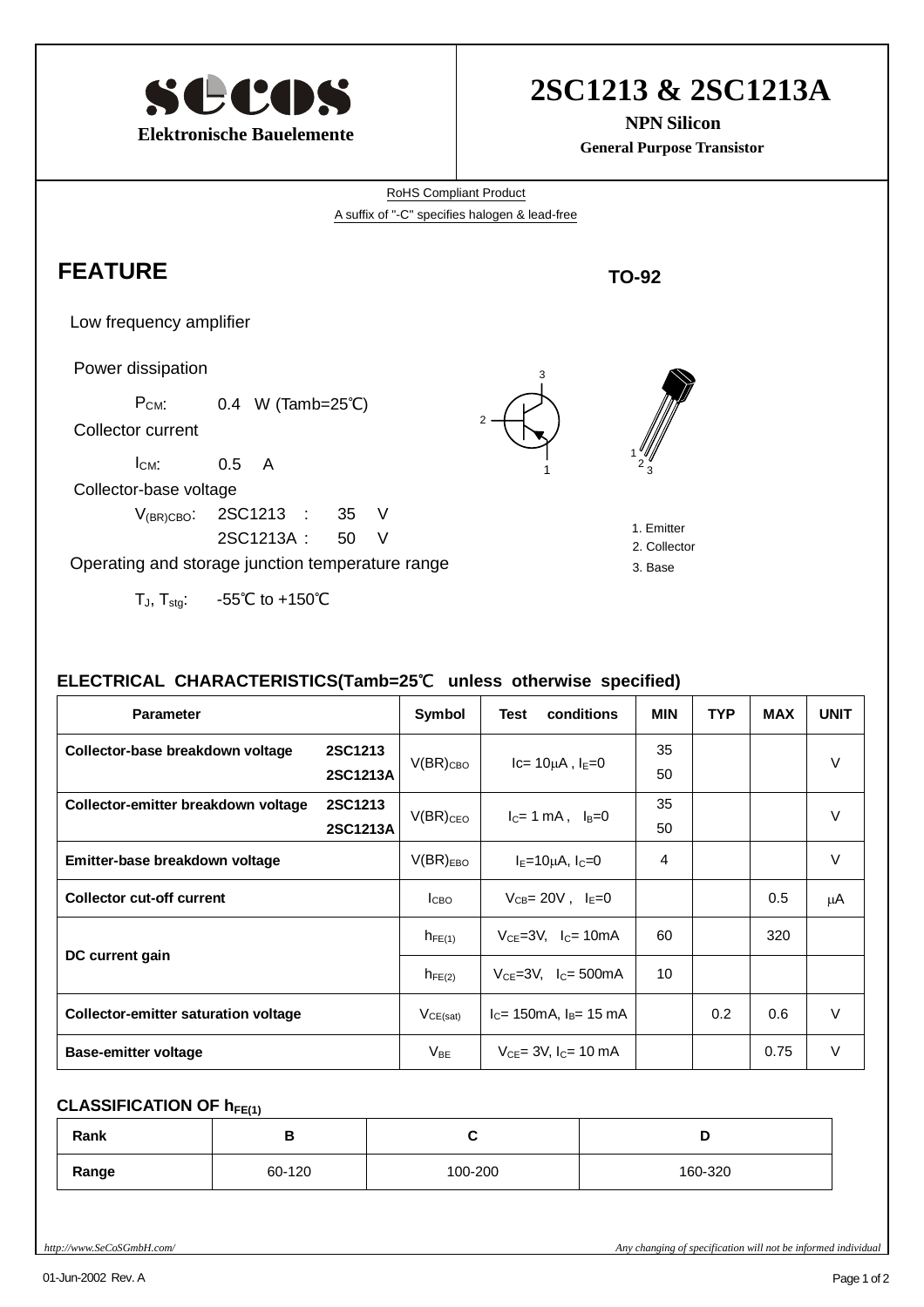**secos**

**Elektronische Bauelemente**

# 2SC1213 & 2SC1213A

**NPN Silicon**

**General Purpose Transistor**

RoHS Compliant Product

A suffix of "-C" specifies halogen & lead-free

## FEATURE

**TO-92**

Low frequency amplifier

Power dissipation

$P_{CM}$: 0.4 W (Tamb=25℃)

Collector current

$I_{CM}$: 0.5 A

Collector-base voltage

$V_{(BR)CBO}$: 2SC1213 : 35 V

2SC1213A : 50 V

Operating and storage junction temperature range

$T_J$, $T_{stg}$: -55℃ to +150℃

1. Emitter
2. Collector
3. Base

### ELECTRICAL CHARACTERISTICS(Tamb=25℃ unless otherwise specified)

| Parameter | | Symbol | Test conditions | MIN | TYP | MAX | UNIT |
|---|---|---|---|---|---|---|---|
| **Collector-base breakdown voltage** | **2SC1213** | $V(BR)_{CBO}$ | Ic= 10μA , $I_E$=0 | 35 | | | V |
| | **2SC1213A** | | | 50 | | | |
| **Collector-emitter breakdown voltage** | **2SC1213** | $V(BR)_{CEO}$ | $I_C$= 1 mA , $I_B$=0 | 35 | | | V |
| | **2SC1213A** | | | 50 | | | |
| **Emitter-base breakdown voltage** | | $V(BR)_{EBO}$ | $I_E$=10μA, $I_C$=0 | 4 | | | V |
| **Collector cut-off current** | | $I_{CBO}$ | $V_{CB}$= 20V , $I_E$=0 | | | 0.5 | μA |
| **DC current gain** | | $h_{FE(1)}$ | $V_{CE}$=3V, $I_C$= 10mA | 60 | | 320 | |
| | | $h_{FE(2)}$ | $V_{CE}$=3V, $I_C$= 500mA | 10 | | | |
| **Collector-emitter saturation voltage** | | $V_{CE(sat)}$ | $I_C$= 150mA, $I_B$= 15 mA | | 0.2 | 0.6 | V |
| **Base-emitter voltage** | | $V_{BE}$ | $V_{CE}$= 3V, $I_C$= 10 mA | | | 0.75 | V |

### CLASSIFICATION OF $h_{FE(1)}$

| Rank | B | C | D |
|---|---|---|---|
| **Range** | 60-120 | 100-200 | 160-320 |

*http://www.SeCoSGmbH.com/*

*Any changing of specification will not be informed individual*

01-Jun-2002 Rev. A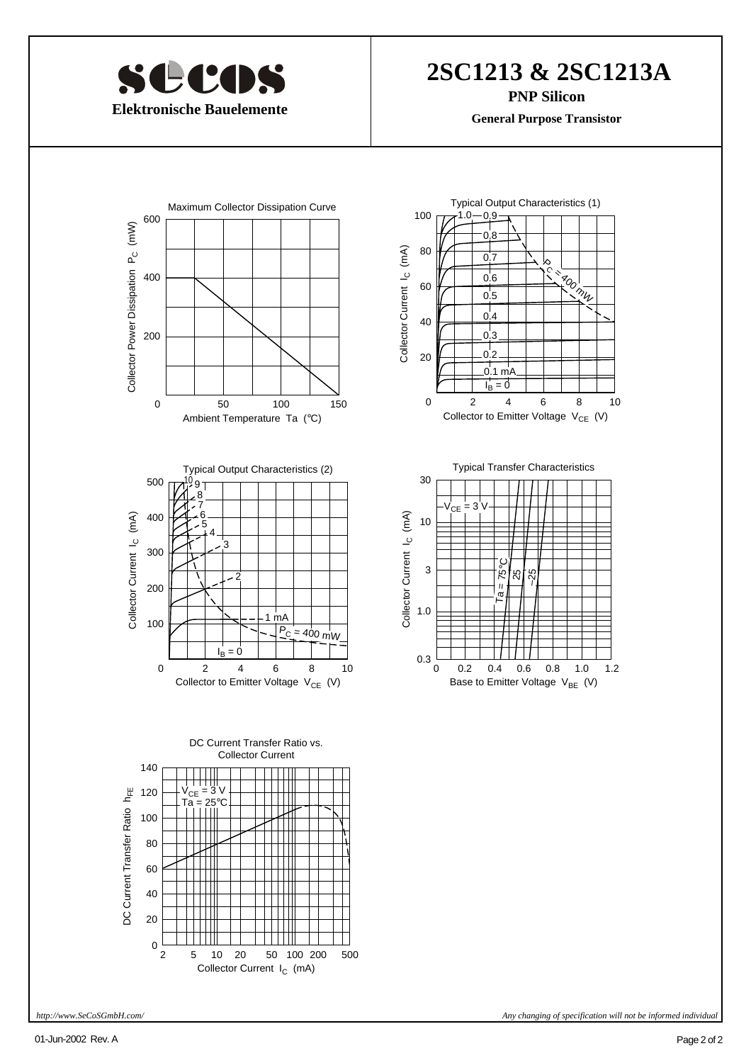# secos

**Elektronische Bauelemente**

# 2SC1213 & 2SC1213A

**PNP Silicon**

**General Purpose Transistor**

Maximum Collector Dissipation Curve

Collector Power Dissipation $P_C$ (mW)

600
400
200

0 50 100 150

Ambient Temperature Ta (℃)

Typical Output Characteristics (1)

Collector Current $I_C$ (mA)

100
80
60
40
20
0

1.0 0.9 0.8 0.7 0.6 0.5 0.4 0.3 0.2 0.1 mA $I_B$ = 0

$P_C$ = 400 mW

2 4 6 8 10

Collector to Emitter Voltage $V_{CE}$ (V)

Typical Output Characteristics (2)

Collector Current $I_C$ (mA)

500
400
300
200
100
0

10 9 8 7 6 5 4 3 2 1 mA $I_B$ = 0

$P_C$ = 400 mW

2 4 6 8 10

Collector to Emitter Voltage $V_{CE}$ (V)

Typical Transfer Characteristics

Collector Current $I_C$ (mA)

30
10
3
1.0
0.3

$V_{CE}$ = 3 V

Ta = 75°C 25 −25

0 0.2 0.4 0.6 0.8 1.0 1.2

Base to Emitter Voltage $V_{BE}$ (V)

DC Current Transfer Ratio vs. Collector Current

DC Current Transfer Ratio $h_{FE}$

140
120
100
80
60
40
20
0

$V_{CE}$ = 3 V
Ta = 25℃

2 5 10 20 50 100 200 500

Collector Current $I_C$ (mA)

*http://www.SeCoSGmbH.com/*

*Any changing of specification will not be informed individual*

01-Jun-2002 Rev. A